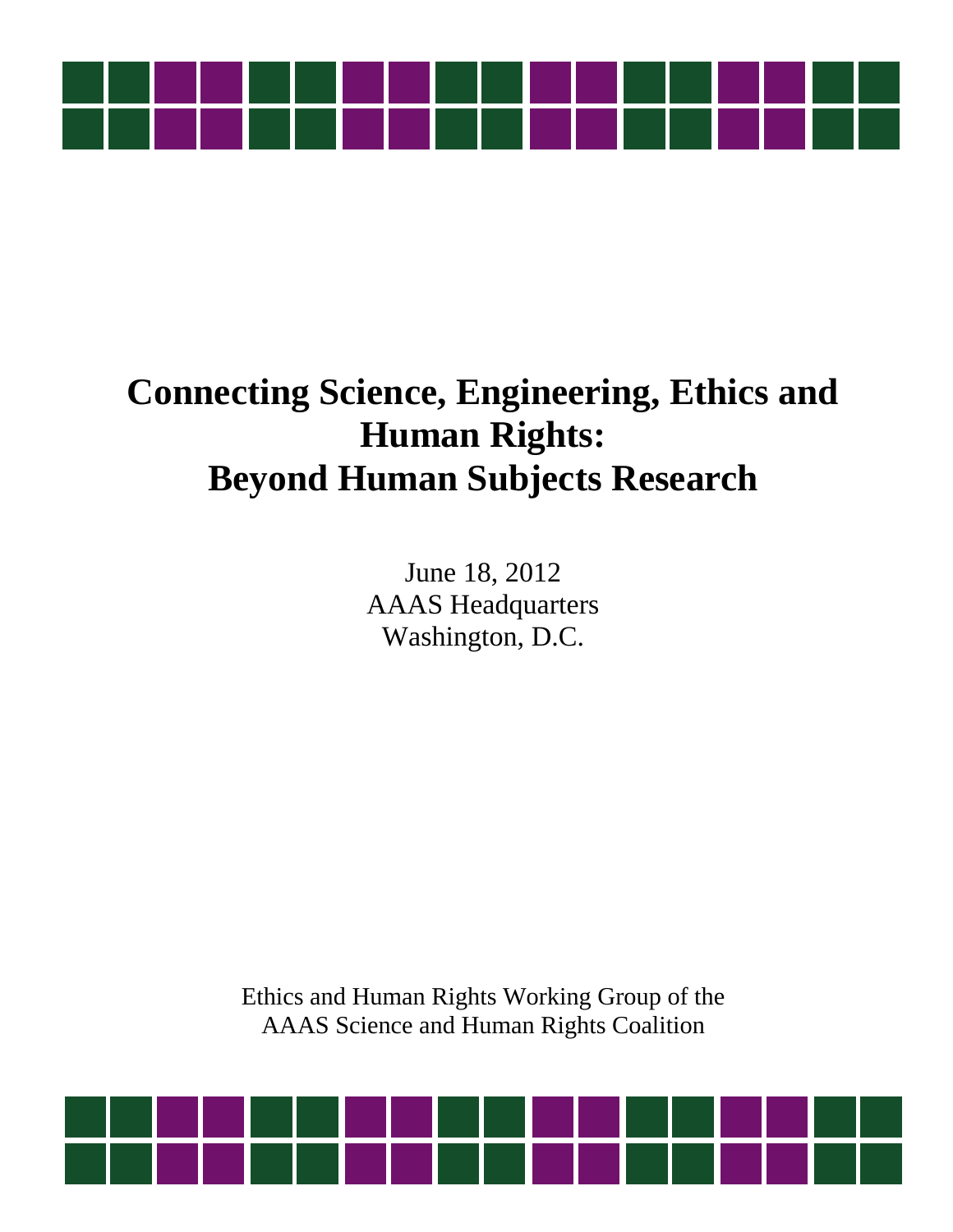# Connecting Science, Engineering, Ethics and Human Rights: Beyond Human Subjects Research

June 18, 2012
AAAS Headquarters
Washington, D.C.

Ethics and Human Rights Working Group of the
AAAS Science and Human Rights Coalition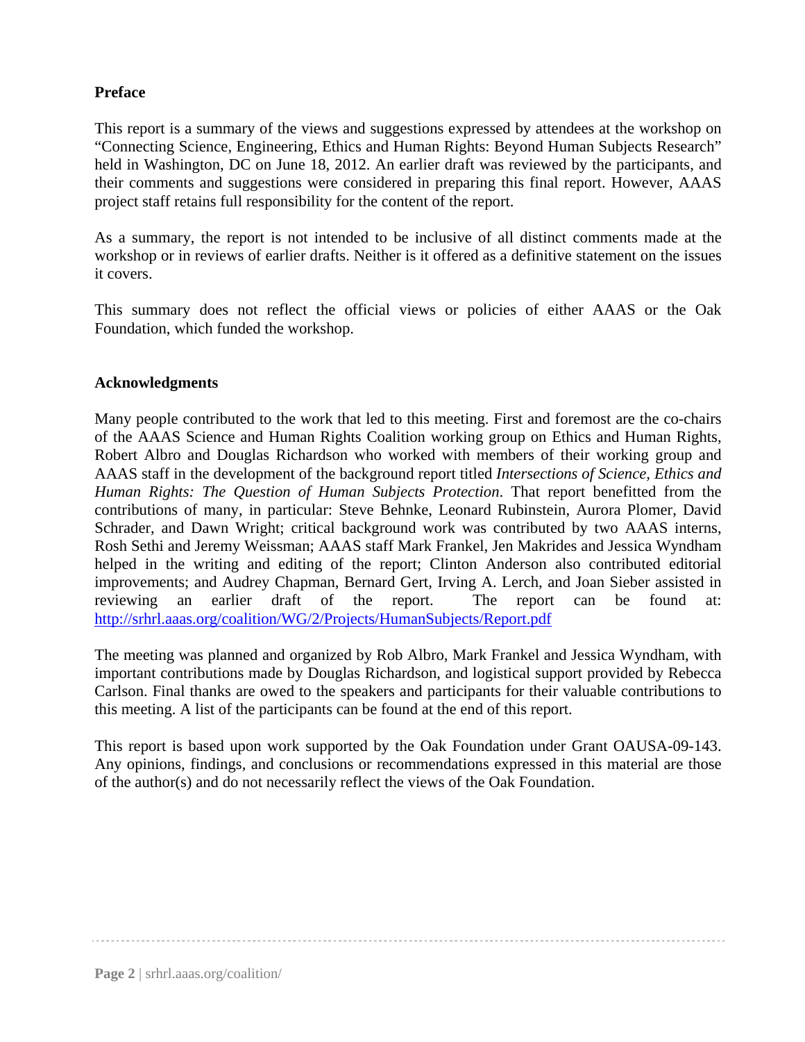**Preface**

This report is a summary of the views and suggestions expressed by attendees at the workshop on "Connecting Science, Engineering, Ethics and Human Rights: Beyond Human Subjects Research" held in Washington, DC on June 18, 2012. An earlier draft was reviewed by the participants, and their comments and suggestions were considered in preparing this final report. However, AAAS project staff retains full responsibility for the content of the report.

As a summary, the report is not intended to be inclusive of all distinct comments made at the workshop or in reviews of earlier drafts. Neither is it offered as a definitive statement on the issues it covers.

This summary does not reflect the official views or policies of either AAAS or the Oak Foundation, which funded the workshop.

**Acknowledgments**

Many people contributed to the work that led to this meeting. First and foremost are the co-chairs of the AAAS Science and Human Rights Coalition working group on Ethics and Human Rights, Robert Albro and Douglas Richardson who worked with members of their working group and AAAS staff in the development of the background report titled *Intersections of Science, Ethics and Human Rights: The Question of Human Subjects Protection*. That report benefitted from the contributions of many, in particular: Steve Behnke, Leonard Rubinstein, Aurora Plomer, David Schrader, and Dawn Wright; critical background work was contributed by two AAAS interns, Rosh Sethi and Jeremy Weissman; AAAS staff Mark Frankel, Jen Makrides and Jessica Wyndham helped in the writing and editing of the report; Clinton Anderson also contributed editorial improvements; and Audrey Chapman, Bernard Gert, Irving A. Lerch, and Joan Sieber assisted in reviewing an earlier draft of the report. The report can be found at: http://srhrl.aaas.org/coalition/WG/2/Projects/HumanSubjects/Report.pdf

The meeting was planned and organized by Rob Albro, Mark Frankel and Jessica Wyndham, with important contributions made by Douglas Richardson, and logistical support provided by Rebecca Carlson. Final thanks are owed to the speakers and participants for their valuable contributions to this meeting. A list of the participants can be found at the end of this report.

This report is based upon work supported by the Oak Foundation under Grant OAUSA-09-143. Any opinions, findings, and conclusions or recommendations expressed in this material are those of the author(s) and do not necessarily reflect the views of the Oak Foundation.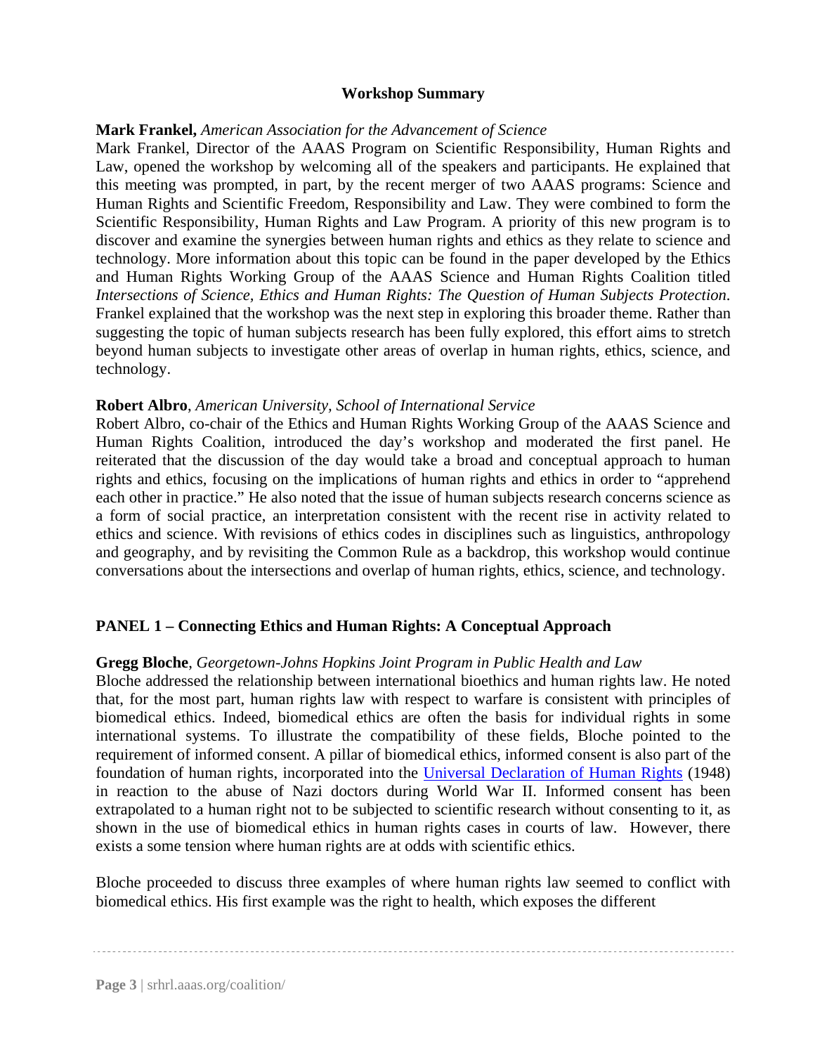## Workshop Summary

**Mark Frankel,** *American Association for the Advancement of Science*

Mark Frankel, Director of the AAAS Program on Scientific Responsibility, Human Rights and Law, opened the workshop by welcoming all of the speakers and participants. He explained that this meeting was prompted, in part, by the recent merger of two AAAS programs: Science and Human Rights and Scientific Freedom, Responsibility and Law. They were combined to form the Scientific Responsibility, Human Rights and Law Program. A priority of this new program is to discover and examine the synergies between human rights and ethics as they relate to science and technology. More information about this topic can be found in the paper developed by the Ethics and Human Rights Working Group of the AAAS Science and Human Rights Coalition titled *Intersections of Science, Ethics and Human Rights: The Question of Human Subjects Protection.* Frankel explained that the workshop was the next step in exploring this broader theme. Rather than suggesting the topic of human subjects research has been fully explored, this effort aims to stretch beyond human subjects to investigate other areas of overlap in human rights, ethics, science, and technology.

**Robert Albro**, *American University, School of International Service*

Robert Albro, co-chair of the Ethics and Human Rights Working Group of the AAAS Science and Human Rights Coalition, introduced the day's workshop and moderated the first panel. He reiterated that the discussion of the day would take a broad and conceptual approach to human rights and ethics, focusing on the implications of human rights and ethics in order to "apprehend each other in practice." He also noted that the issue of human subjects research concerns science as a form of social practice, an interpretation consistent with the recent rise in activity related to ethics and science. With revisions of ethics codes in disciplines such as linguistics, anthropology and geography, and by revisiting the Common Rule as a backdrop, this workshop would continue conversations about the intersections and overlap of human rights, ethics, science, and technology.

## PANEL 1 – Connecting Ethics and Human Rights: A Conceptual Approach

**Gregg Bloche**, *Georgetown-Johns Hopkins Joint Program in Public Health and Law*

Bloche addressed the relationship between international bioethics and human rights law. He noted that, for the most part, human rights law with respect to warfare is consistent with principles of biomedical ethics. Indeed, biomedical ethics are often the basis for individual rights in some international systems. To illustrate the compatibility of these fields, Bloche pointed to the requirement of informed consent. A pillar of biomedical ethics, informed consent is also part of the foundation of human rights, incorporated into the Universal Declaration of Human Rights (1948) in reaction to the abuse of Nazi doctors during World War II. Informed consent has been extrapolated to a human right not to be subjected to scientific research without consenting to it, as shown in the use of biomedical ethics in human rights cases in courts of law. However, there exists a some tension where human rights are at odds with scientific ethics.

Bloche proceeded to discuss three examples of where human rights law seemed to conflict with biomedical ethics. His first example was the right to health, which exposes the different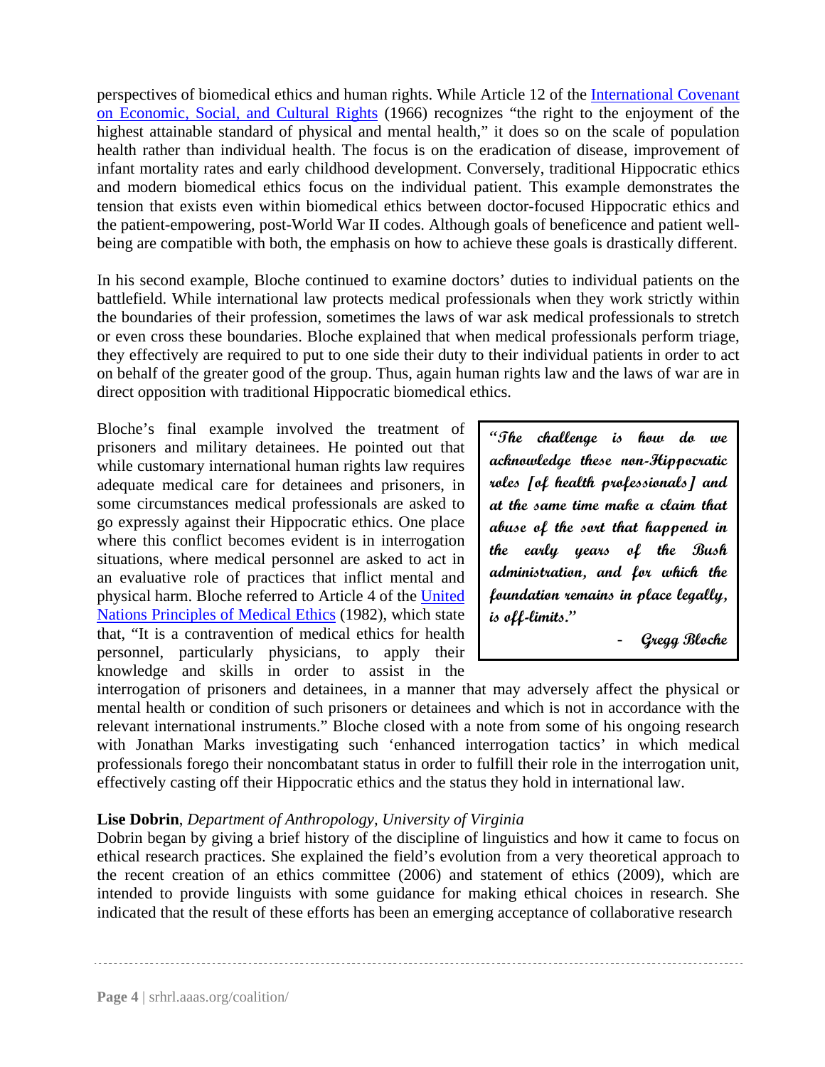perspectives of biomedical ethics and human rights. While Article 12 of the International Covenant on Economic, Social, and Cultural Rights (1966) recognizes “the right to the enjoyment of the highest attainable standard of physical and mental health,” it does so on the scale of population health rather than individual health. The focus is on the eradication of disease, improvement of infant mortality rates and early childhood development. Conversely, traditional Hippocratic ethics and modern biomedical ethics focus on the individual patient. This example demonstrates the tension that exists even within biomedical ethics between doctor-focused Hippocratic ethics and the patient-empowering, post-World War II codes. Although goals of beneficence and patient well-being are compatible with both, the emphasis on how to achieve these goals is drastically different.

In his second example, Bloche continued to examine doctors’ duties to individual patients on the battlefield. While international law protects medical professionals when they work strictly within the boundaries of their profession, sometimes the laws of war ask medical professionals to stretch or even cross these boundaries. Bloche explained that when medical professionals perform triage, they effectively are required to put to one side their duty to their individual patients in order to act on behalf of the greater good of the group. Thus, again human rights law and the laws of war are in direct opposition with traditional Hippocratic biomedical ethics.

Bloche’s final example involved the treatment of prisoners and military detainees. He pointed out that while customary international human rights law requires adequate medical care for detainees and prisoners, in some circumstances medical professionals are asked to go expressly against their Hippocratic ethics. One place where this conflict becomes evident is in interrogation situations, where medical personnel are asked to act in an evaluative role of practices that inflict mental and physical harm. Bloche referred to Article 4 of the United Nations Principles of Medical Ethics (1982), which state that, “It is a contravention of medical ethics for health personnel, particularly physicians, to apply their knowledge and skills in order to assist in the interrogation of prisoners and detainees, in a manner that may adversely affect the physical or mental health or condition of such prisoners or detainees and which is not in accordance with the relevant international instruments.” Bloche closed with a note from some of his ongoing research with Jonathan Marks investigating such ‘enhanced interrogation tactics’ in which medical professionals forego their noncombatant status in order to fulfill their role in the interrogation unit, effectively casting off their Hippocratic ethics and the status they hold in international law.

> ***“The challenge is how do we acknowledge these non-Hippocratic roles [of health professionals] and at the same time make a claim that abuse of the sort that happened in the early years of the Bush administration, and for which the foundation remains in place legally, is off-limits.”***
>
> ***- Gregg Bloche***

**Lise Dobrin**, *Department of Anthropology, University of Virginia*
Dobrin began by giving a brief history of the discipline of linguistics and how it came to focus on ethical research practices. She explained the field’s evolution from a very theoretical approach to the recent creation of an ethics committee (2006) and statement of ethics (2009), which are intended to provide linguists with some guidance for making ethical choices in research. She indicated that the result of these efforts has been an emerging acceptance of collaborative research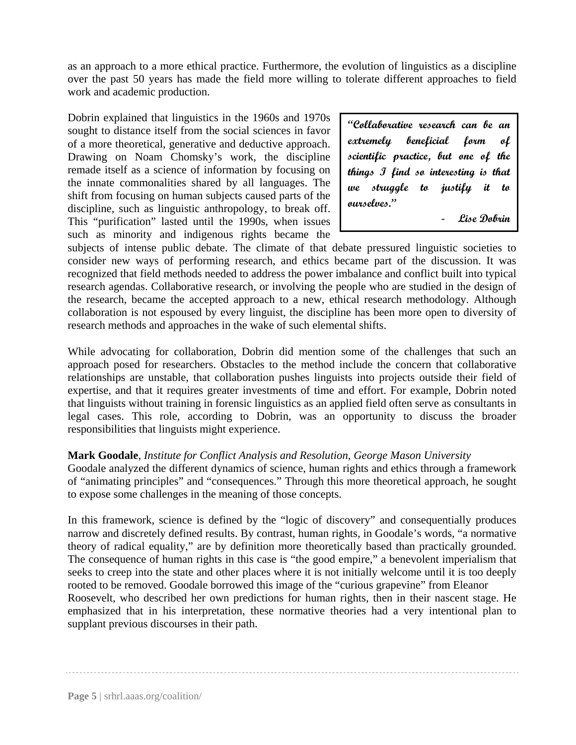as an approach to a more ethical practice. Furthermore, the evolution of linguistics as a discipline over the past 50 years has made the field more willing to tolerate different approaches to field work and academic production.

Dobrin explained that linguistics in the 1960s and 1970s sought to distance itself from the social sciences in favor of a more theoretical, generative and deductive approach. Drawing on Noam Chomsky's work, the discipline remade itself as a science of information by focusing on the innate commonalities shared by all languages. The shift from focusing on human subjects caused parts of the discipline, such as linguistic anthropology, to break off. This "purification" lasted until the 1990s, when issues such as minority and indigenous rights became the subjects of intense public debate. The climate of that debate pressured linguistic societies to consider new ways of performing research, and ethics became part of the discussion. It was recognized that field methods needed to address the power imbalance and conflict built into typical research agendas. Collaborative research, or involving the people who are studied in the design of the research, became the accepted approach to a new, ethical research methodology. Although collaboration is not espoused by every linguist, the discipline has been more open to diversity of research methods and approaches in the wake of such elemental shifts.

> **"Collaborative research can be an extremely beneficial form of scientific practice, but one of the things I find so interesting is that we struggle to justify it to ourselves."**
>
> **- Lise Dobrin**

While advocating for collaboration, Dobrin did mention some of the challenges that such an approach posed for researchers. Obstacles to the method include the concern that collaborative relationships are unstable, that collaboration pushes linguists into projects outside their field of expertise, and that it requires greater investments of time and effort. For example, Dobrin noted that linguists without training in forensic linguistics as an applied field often serve as consultants in legal cases. This role, according to Dobrin, was an opportunity to discuss the broader responsibilities that linguists might experience.

**Mark Goodale**, *Institute for Conflict Analysis and Resolution, George Mason University*

Goodale analyzed the different dynamics of science, human rights and ethics through a framework of "animating principles" and "consequences." Through this more theoretical approach, he sought to expose some challenges in the meaning of those concepts.

In this framework, science is defined by the "logic of discovery" and consequentially produces narrow and discretely defined results. By contrast, human rights, in Goodale's words, "a normative theory of radical equality," are by definition more theoretically based than practically grounded. The consequence of human rights in this case is "the good empire," a benevolent imperialism that seeks to creep into the state and other places where it is not initially welcome until it is too deeply rooted to be removed. Goodale borrowed this image of the "curious grapevine" from Eleanor Roosevelt, who described her own predictions for human rights, then in their nascent stage. He emphasized that in his interpretation, these normative theories had a very intentional plan to supplant previous discourses in their path.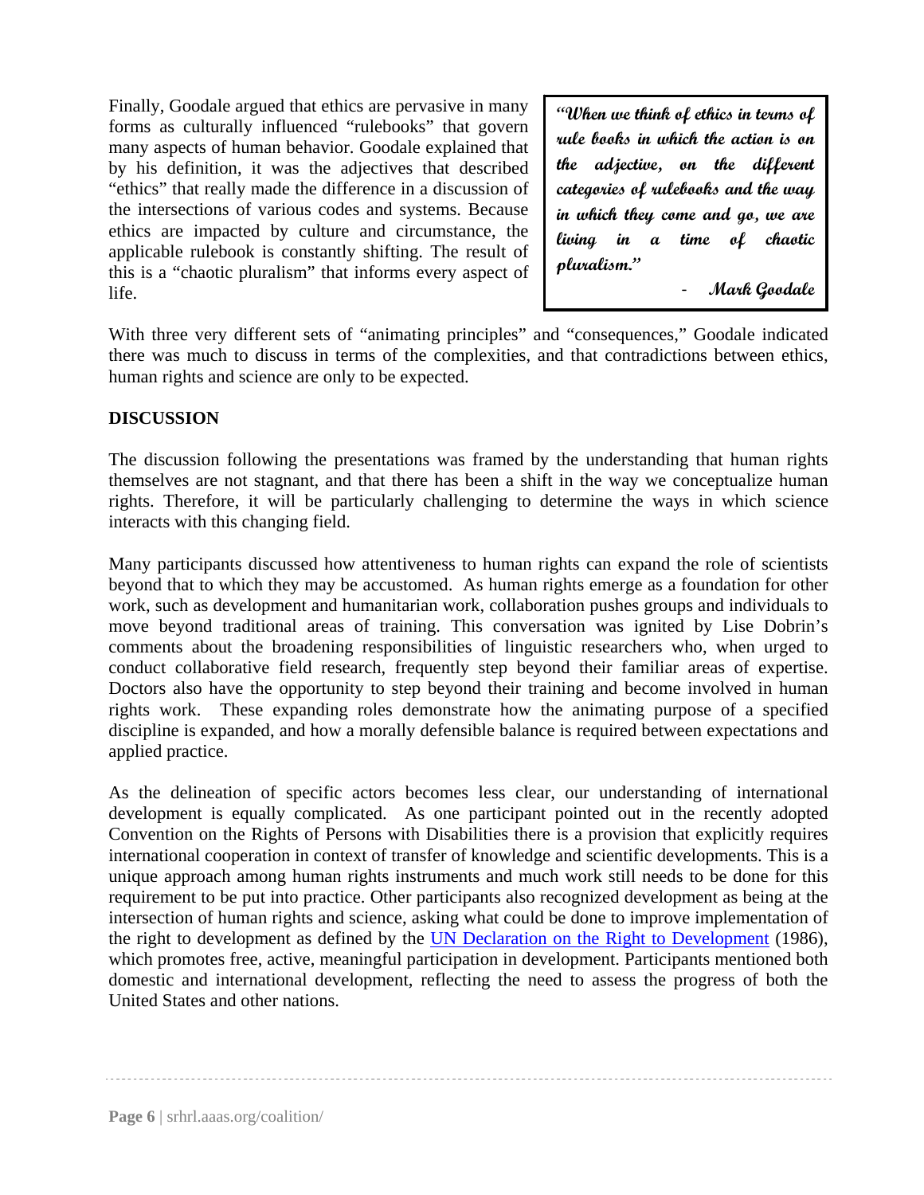Finally, Goodale argued that ethics are pervasive in many forms as culturally influenced "rulebooks" that govern many aspects of human behavior. Goodale explained that by his definition, it was the adjectives that described "ethics" that really made the difference in a discussion of the intersections of various codes and systems. Because ethics are impacted by culture and circumstance, the applicable rulebook is constantly shifting. The result of this is a "chaotic pluralism" that informs every aspect of life.

> ***"When we think of ethics in terms of rule books in which the action is on the adjective, on the different categories of rulebooks and the way in which they come and go, we are living in a time of chaotic pluralism."***
>
> ***- Mark Goodale***

With three very different sets of "animating principles" and "consequences," Goodale indicated there was much to discuss in terms of the complexities, and that contradictions between ethics, human rights and science are only to be expected.

**DISCUSSION**

The discussion following the presentations was framed by the understanding that human rights themselves are not stagnant, and that there has been a shift in the way we conceptualize human rights. Therefore, it will be particularly challenging to determine the ways in which science interacts with this changing field.

Many participants discussed how attentiveness to human rights can expand the role of scientists beyond that to which they may be accustomed. As human rights emerge as a foundation for other work, such as development and humanitarian work, collaboration pushes groups and individuals to move beyond traditional areas of training. This conversation was ignited by Lise Dobrin's comments about the broadening responsibilities of linguistic researchers who, when urged to conduct collaborative field research, frequently step beyond their familiar areas of expertise. Doctors also have the opportunity to step beyond their training and become involved in human rights work. These expanding roles demonstrate how the animating purpose of a specified discipline is expanded, and how a morally defensible balance is required between expectations and applied practice.

As the delineation of specific actors becomes less clear, our understanding of international development is equally complicated. As one participant pointed out in the recently adopted Convention on the Rights of Persons with Disabilities there is a provision that explicitly requires international cooperation in context of transfer of knowledge and scientific developments. This is a unique approach among human rights instruments and much work still needs to be done for this requirement to be put into practice. Other participants also recognized development as being at the intersection of human rights and science, asking what could be done to improve implementation of the right to development as defined by the UN Declaration on the Right to Development (1986), which promotes free, active, meaningful participation in development. Participants mentioned both domestic and international development, reflecting the need to assess the progress of both the United States and other nations.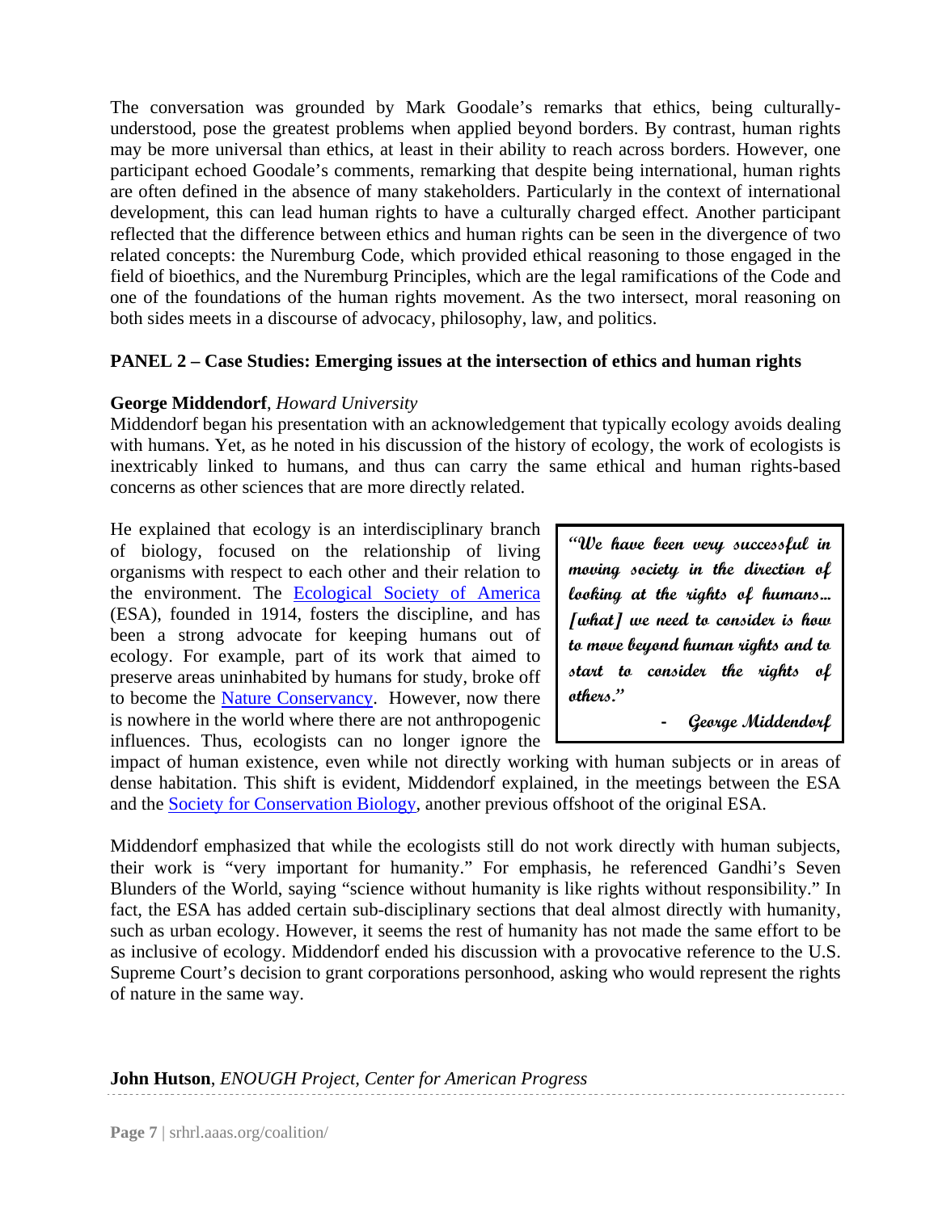The conversation was grounded by Mark Goodale's remarks that ethics, being culturally-understood, pose the greatest problems when applied beyond borders. By contrast, human rights may be more universal than ethics, at least in their ability to reach across borders. However, one participant echoed Goodale's comments, remarking that despite being international, human rights are often defined in the absence of many stakeholders. Particularly in the context of international development, this can lead human rights to have a culturally charged effect. Another participant reflected that the difference between ethics and human rights can be seen in the divergence of two related concepts: the Nuremburg Code, which provided ethical reasoning to those engaged in the field of bioethics, and the Nuremburg Principles, which are the legal ramifications of the Code and one of the foundations of the human rights movement. As the two intersect, moral reasoning on both sides meets in a discourse of advocacy, philosophy, law, and politics.

## PANEL 2 – Case Studies: Emerging issues at the intersection of ethics and human rights

**George Middendorf**, *Howard University*

Middendorf began his presentation with an acknowledgement that typically ecology avoids dealing with humans. Yet, as he noted in his discussion of the history of ecology, the work of ecologists is inextricably linked to humans, and thus can carry the same ethical and human rights-based concerns as other sciences that are more directly related.

He explained that ecology is an interdisciplinary branch of biology, focused on the relationship of living organisms with respect to each other and their relation to the environment. The Ecological Society of America (ESA), founded in 1914, fosters the discipline, and has been a strong advocate for keeping humans out of ecology. For example, part of its work that aimed to preserve areas uninhabited by humans for study, broke off to become the Nature Conservancy. However, now there is nowhere in the world where there are not anthropogenic influences. Thus, ecologists can no longer ignore the impact of human existence, even while not directly working with human subjects or in areas of dense habitation. This shift is evident, Middendorf explained, in the meetings between the ESA and the Society for Conservation Biology, another previous offshoot of the original ESA.

> *"We have been very successful in moving society in the direction of looking at the rights of humans… [what] we need to consider is how to move beyond human rights and to start to consider the rights of others."*
>
> *- George Middendorf*

Middendorf emphasized that while the ecologists still do not work directly with human subjects, their work is "very important for humanity." For emphasis, he referenced Gandhi's Seven Blunders of the World, saying "science without humanity is like rights without responsibility." In fact, the ESA has added certain sub-disciplinary sections that deal almost directly with humanity, such as urban ecology. However, it seems the rest of humanity has not made the same effort to be as inclusive of ecology. Middendorf ended his discussion with a provocative reference to the U.S. Supreme Court's decision to grant corporations personhood, asking who would represent the rights of nature in the same way.

**John Hutson**, *ENOUGH Project, Center for American Progress*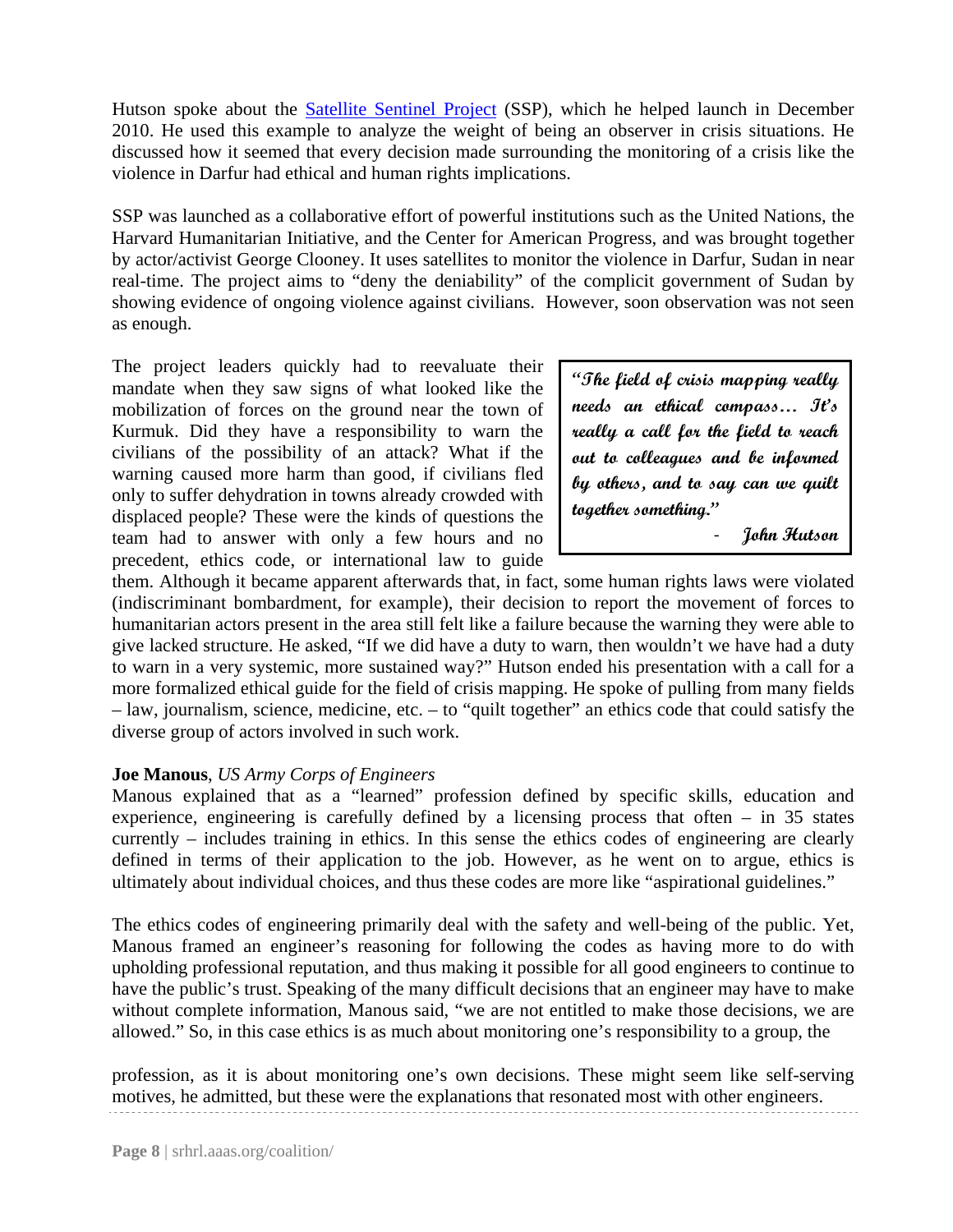Hutson spoke about the [Satellite Sentinel Project](Satellite Sentinel Project) (SSP), which he helped launch in December 2010. He used this example to analyze the weight of being an observer in crisis situations. He discussed how it seemed that every decision made surrounding the monitoring of a crisis like the violence in Darfur had ethical and human rights implications.

SSP was launched as a collaborative effort of powerful institutions such as the United Nations, the Harvard Humanitarian Initiative, and the Center for American Progress, and was brought together by actor/activist George Clooney. It uses satellites to monitor the violence in Darfur, Sudan in near real-time. The project aims to "deny the deniability" of the complicit government of Sudan by showing evidence of ongoing violence against civilians. However, soon observation was not seen as enough.

> *"The field of crisis mapping really needs an ethical compass… It's really a call for the field to reach out to colleagues and be informed by others, and to say can we quilt together something."*
>
> \- *John Hutson*

The project leaders quickly had to reevaluate their mandate when they saw signs of what looked like the mobilization of forces on the ground near the town of Kurmuk. Did they have a responsibility to warn the civilians of the possibility of an attack? What if the warning caused more harm than good, if civilians fled only to suffer dehydration in towns already crowded with displaced people? These were the kinds of questions the team had to answer with only a few hours and no precedent, ethics code, or international law to guide them. Although it became apparent afterwards that, in fact, some human rights laws were violated (indiscriminant bombardment, for example), their decision to report the movement of forces to humanitarian actors present in the area still felt like a failure because the warning they were able to give lacked structure. He asked, "If we did have a duty to warn, then wouldn't we have had a duty to warn in a very systemic, more sustained way?" Hutson ended his presentation with a call for a more formalized ethical guide for the field of crisis mapping. He spoke of pulling from many fields – law, journalism, science, medicine, etc. – to "quilt together" an ethics code that could satisfy the diverse group of actors involved in such work.

**Joe Manous**, *US Army Corps of Engineers*
Manous explained that as a "learned" profession defined by specific skills, education and experience, engineering is carefully defined by a licensing process that often – in 35 states currently – includes training in ethics. In this sense the ethics codes of engineering are clearly defined in terms of their application to the job. However, as he went on to argue, ethics is ultimately about individual choices, and thus these codes are more like "aspirational guidelines."

The ethics codes of engineering primarily deal with the safety and well-being of the public. Yet, Manous framed an engineer's reasoning for following the codes as having more to do with upholding professional reputation, and thus making it possible for all good engineers to continue to have the public's trust. Speaking of the many difficult decisions that an engineer may have to make without complete information, Manous said, "we are not entitled to make those decisions, we are allowed." So, in this case ethics is as much about monitoring one's responsibility to a group, the profession, as it is about monitoring one's own decisions. These might seem like self-serving motives, he admitted, but these were the explanations that resonated most with other engineers.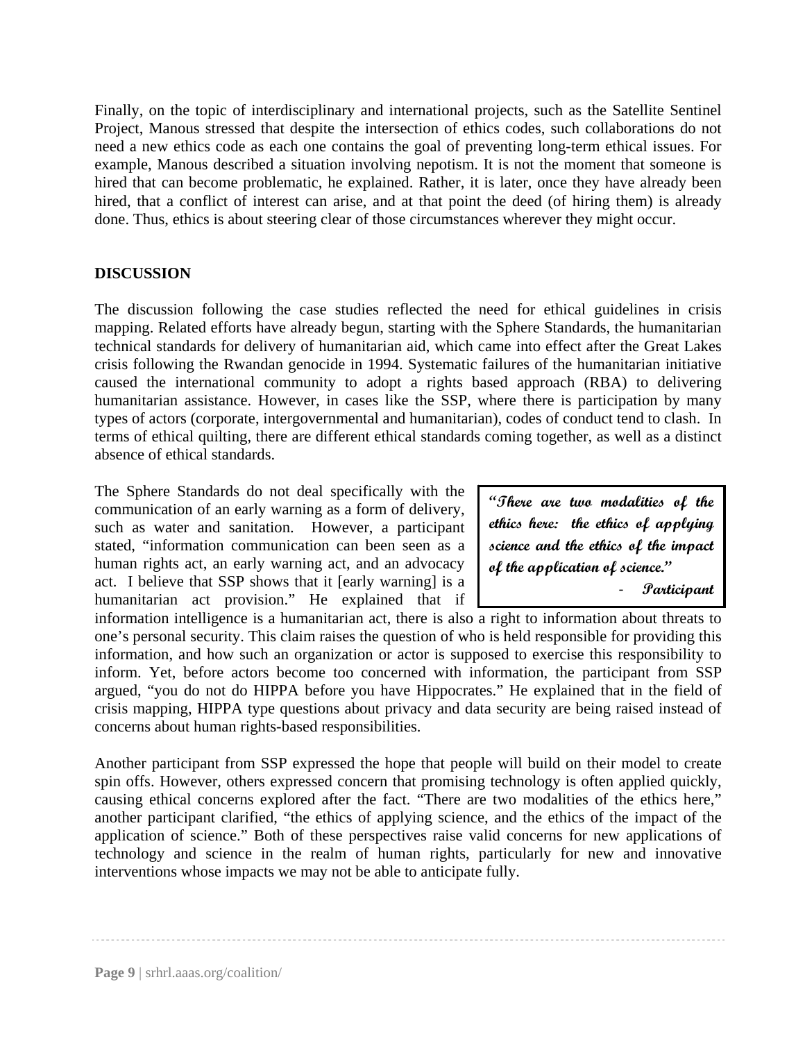Finally, on the topic of interdisciplinary and international projects, such as the Satellite Sentinel Project, Manous stressed that despite the intersection of ethics codes, such collaborations do not need a new ethics code as each one contains the goal of preventing long-term ethical issues. For example, Manous described a situation involving nepotism. It is not the moment that someone is hired that can become problematic, he explained. Rather, it is later, once they have already been hired, that a conflict of interest can arise, and at that point the deed (of hiring them) is already done. Thus, ethics is about steering clear of those circumstances wherever they might occur.

## DISCUSSION

The discussion following the case studies reflected the need for ethical guidelines in crisis mapping. Related efforts have already begun, starting with the Sphere Standards, the humanitarian technical standards for delivery of humanitarian aid, which came into effect after the Great Lakes crisis following the Rwandan genocide in 1994. Systematic failures of the humanitarian initiative caused the international community to adopt a rights based approach (RBA) to delivering humanitarian assistance. However, in cases like the SSP, where there is participation by many types of actors (corporate, intergovernmental and humanitarian), codes of conduct tend to clash. In terms of ethical quilting, there are different ethical standards coming together, as well as a distinct absence of ethical standards.

> ***"There are two modalities of the ethics here: the ethics of applying science and the ethics of the impact of the application of science."***
>
> ***- Participant***

The Sphere Standards do not deal specifically with the communication of an early warning as a form of delivery, such as water and sanitation. However, a participant stated, "information communication can been seen as a human rights act, an early warning act, and an advocacy act. I believe that SSP shows that it [early warning] is a humanitarian act provision." He explained that if information intelligence is a humanitarian act, there is also a right to information about threats to one's personal security. This claim raises the question of who is held responsible for providing this information, and how such an organization or actor is supposed to exercise this responsibility to inform. Yet, before actors become too concerned with information, the participant from SSP argued, "you do not do HIPPA before you have Hippocrates." He explained that in the field of crisis mapping, HIPPA type questions about privacy and data security are being raised instead of concerns about human rights-based responsibilities.

Another participant from SSP expressed the hope that people will build on their model to create spin offs. However, others expressed concern that promising technology is often applied quickly, causing ethical concerns explored after the fact. "There are two modalities of the ethics here," another participant clarified, "the ethics of applying science, and the ethics of the impact of the application of science." Both of these perspectives raise valid concerns for new applications of technology and science in the realm of human rights, particularly for new and innovative interventions whose impacts we may not be able to anticipate fully.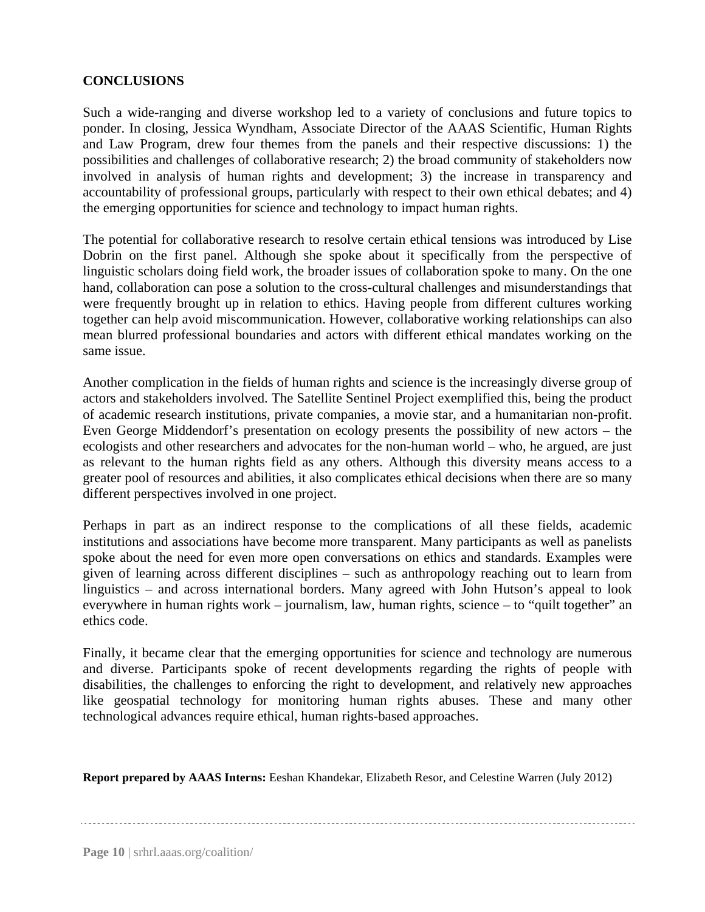## CONCLUSIONS

Such a wide-ranging and diverse workshop led to a variety of conclusions and future topics to ponder. In closing, Jessica Wyndham, Associate Director of the AAAS Scientific, Human Rights and Law Program, drew four themes from the panels and their respective discussions: 1) the possibilities and challenges of collaborative research; 2) the broad community of stakeholders now involved in analysis of human rights and development; 3) the increase in transparency and accountability of professional groups, particularly with respect to their own ethical debates; and 4) the emerging opportunities for science and technology to impact human rights.

The potential for collaborative research to resolve certain ethical tensions was introduced by Lise Dobrin on the first panel. Although she spoke about it specifically from the perspective of linguistic scholars doing field work, the broader issues of collaboration spoke to many. On the one hand, collaboration can pose a solution to the cross-cultural challenges and misunderstandings that were frequently brought up in relation to ethics. Having people from different cultures working together can help avoid miscommunication. However, collaborative working relationships can also mean blurred professional boundaries and actors with different ethical mandates working on the same issue.

Another complication in the fields of human rights and science is the increasingly diverse group of actors and stakeholders involved. The Satellite Sentinel Project exemplified this, being the product of academic research institutions, private companies, a movie star, and a humanitarian non-profit. Even George Middendorf's presentation on ecology presents the possibility of new actors – the ecologists and other researchers and advocates for the non-human world – who, he argued, are just as relevant to the human rights field as any others. Although this diversity means access to a greater pool of resources and abilities, it also complicates ethical decisions when there are so many different perspectives involved in one project.

Perhaps in part as an indirect response to the complications of all these fields, academic institutions and associations have become more transparent. Many participants as well as panelists spoke about the need for even more open conversations on ethics and standards. Examples were given of learning across different disciplines – such as anthropology reaching out to learn from linguistics – and across international borders. Many agreed with John Hutson's appeal to look everywhere in human rights work – journalism, law, human rights, science – to "quilt together" an ethics code.

Finally, it became clear that the emerging opportunities for science and technology are numerous and diverse. Participants spoke of recent developments regarding the rights of people with disabilities, the challenges to enforcing the right to development, and relatively new approaches like geospatial technology for monitoring human rights abuses. These and many other technological advances require ethical, human rights-based approaches.

**Report prepared by AAAS Interns:** Eeshan Khandekar, Elizabeth Resor, and Celestine Warren (July 2012)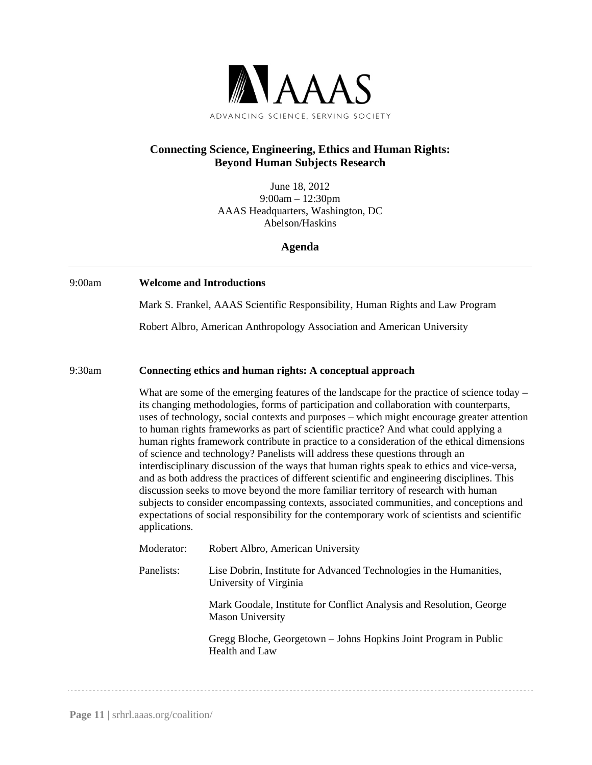AAAS

ADVANCING SCIENCE, SERVING SOCIETY

## Connecting Science, Engineering, Ethics and Human Rights: Beyond Human Subjects Research

June 18, 2012
9:00am – 12:30pm
AAAS Headquarters, Washington, DC
Abelson/Haskins

### Agenda

---

9:00am **Welcome and Introductions**

Mark S. Frankel, AAAS Scientific Responsibility, Human Rights and Law Program

Robert Albro, American Anthropology Association and American University

9:30am **Connecting ethics and human rights: A conceptual approach**

What are some of the emerging features of the landscape for the practice of science today – its changing methodologies, forms of participation and collaboration with counterparts, uses of technology, social contexts and purposes – which might encourage greater attention to human rights frameworks as part of scientific practice? And what could applying a human rights framework contribute in practice to a consideration of the ethical dimensions of science and technology? Panelists will address these questions through an interdisciplinary discussion of the ways that human rights speak to ethics and vice-versa, and as both address the practices of different scientific and engineering disciplines. This discussion seeks to move beyond the more familiar territory of research with human subjects to consider encompassing contexts, associated communities, and conceptions and expectations of social responsibility for the contemporary work of scientists and scientific applications.

Moderator: Robert Albro, American University

Panelists:

Lise Dobrin, Institute for Advanced Technologies in the Humanities, University of Virginia

Mark Goodale, Institute for Conflict Analysis and Resolution, George Mason University

Gregg Bloche, Georgetown – Johns Hopkins Joint Program in Public Health and Law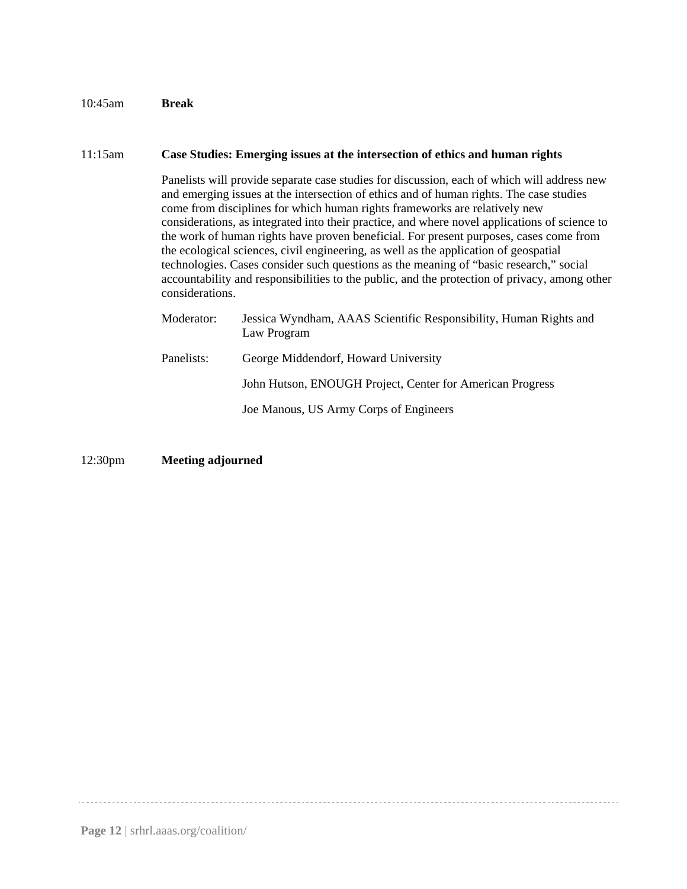10:45am **Break**

11:15am **Case Studies: Emerging issues at the intersection of ethics and human rights**

Panelists will provide separate case studies for discussion, each of which will address new and emerging issues at the intersection of ethics and of human rights. The case studies come from disciplines for which human rights frameworks are relatively new considerations, as integrated into their practice, and where novel applications of science to the work of human rights have proven beneficial. For present purposes, cases come from the ecological sciences, civil engineering, as well as the application of geospatial technologies. Cases consider such questions as the meaning of "basic research," social accountability and responsibilities to the public, and the protection of privacy, among other considerations.

Moderator: Jessica Wyndham, AAAS Scientific Responsibility, Human Rights and Law Program

Panelists: George Middendorf, Howard University

John Hutson, ENOUGH Project, Center for American Progress

Joe Manous, US Army Corps of Engineers

12:30pm **Meeting adjourned**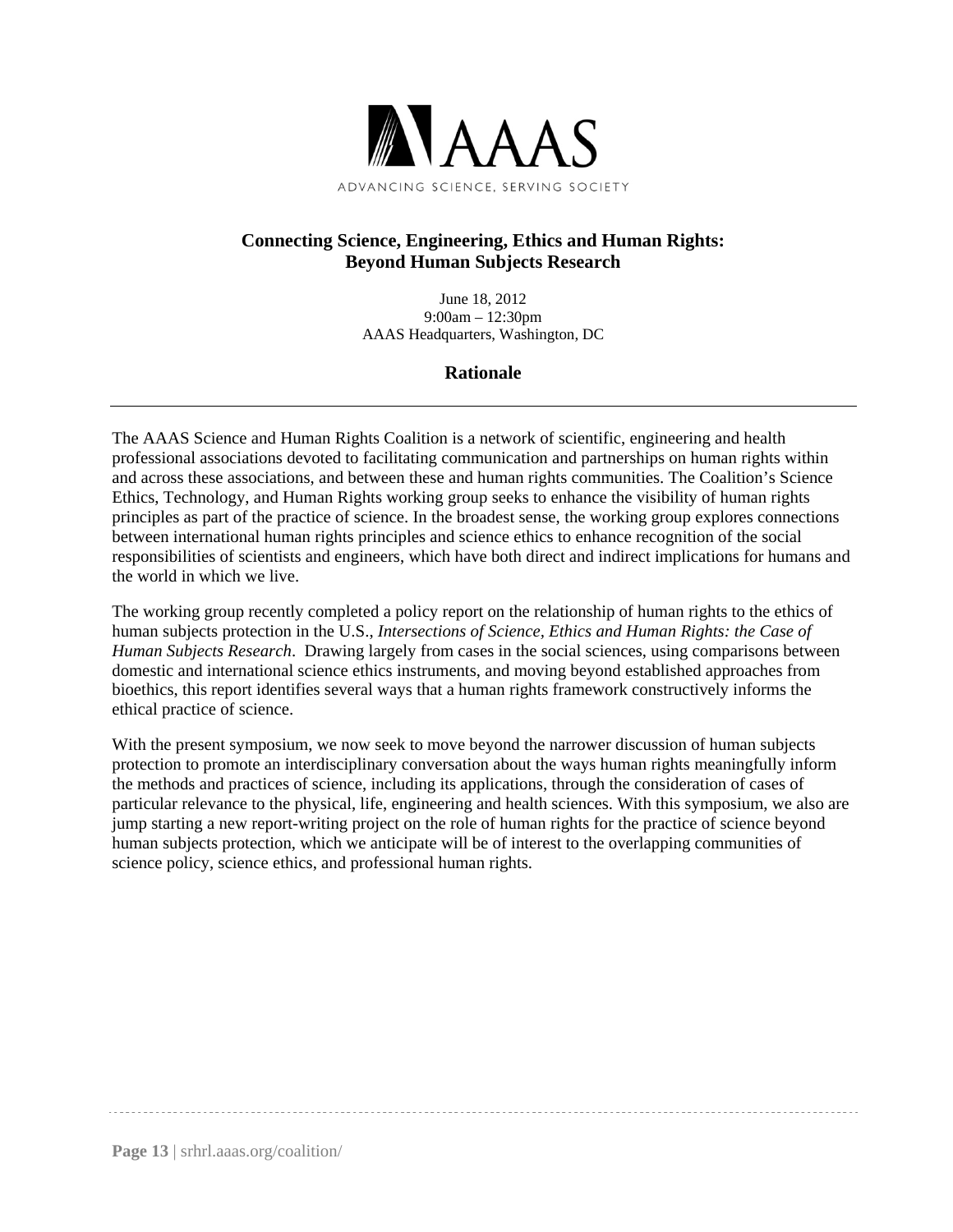AAAS

ADVANCING SCIENCE, SERVING SOCIETY

# Connecting Science, Engineering, Ethics and Human Rights: Beyond Human Subjects Research

June 18, 2012
9:00am – 12:30pm
AAAS Headquarters, Washington, DC

## Rationale

The AAAS Science and Human Rights Coalition is a network of scientific, engineering and health professional associations devoted to facilitating communication and partnerships on human rights within and across these associations, and between these and human rights communities. The Coalition's Science Ethics, Technology, and Human Rights working group seeks to enhance the visibility of human rights principles as part of the practice of science. In the broadest sense, the working group explores connections between international human rights principles and science ethics to enhance recognition of the social responsibilities of scientists and engineers, which have both direct and indirect implications for humans and the world in which we live.

The working group recently completed a policy report on the relationship of human rights to the ethics of human subjects protection in the U.S., *Intersections of Science, Ethics and Human Rights: the Case of Human Subjects Research*. Drawing largely from cases in the social sciences, using comparisons between domestic and international science ethics instruments, and moving beyond established approaches from bioethics, this report identifies several ways that a human rights framework constructively informs the ethical practice of science.

With the present symposium, we now seek to move beyond the narrower discussion of human subjects protection to promote an interdisciplinary conversation about the ways human rights meaningfully inform the methods and practices of science, including its applications, through the consideration of cases of particular relevance to the physical, life, engineering and health sciences. With this symposium, we also are jump starting a new report-writing project on the role of human rights for the practice of science beyond human subjects protection, which we anticipate will be of interest to the overlapping communities of science policy, science ethics, and professional human rights.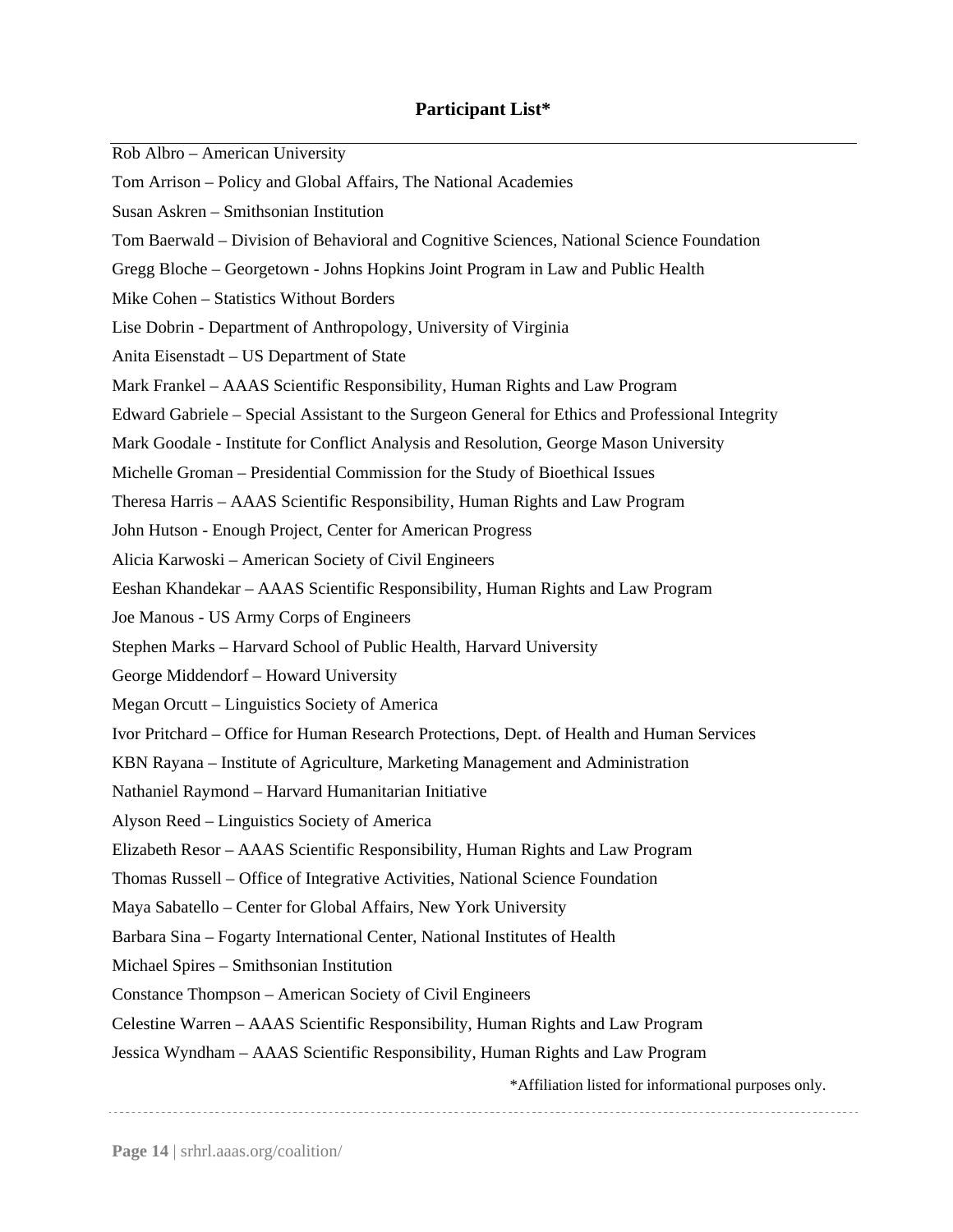## Participant List*

Rob Albro – American University

Tom Arrison – Policy and Global Affairs, The National Academies

Susan Askren – Smithsonian Institution

Tom Baerwald – Division of Behavioral and Cognitive Sciences, National Science Foundation

Gregg Bloche – Georgetown - Johns Hopkins Joint Program in Law and Public Health

Mike Cohen – Statistics Without Borders

Lise Dobrin - Department of Anthropology, University of Virginia

Anita Eisenstadt – US Department of State

Mark Frankel – AAAS Scientific Responsibility, Human Rights and Law Program

Edward Gabriele – Special Assistant to the Surgeon General for Ethics and Professional Integrity

Mark Goodale - Institute for Conflict Analysis and Resolution, George Mason University

Michelle Groman – Presidential Commission for the Study of Bioethical Issues

Theresa Harris – AAAS Scientific Responsibility, Human Rights and Law Program

John Hutson - Enough Project, Center for American Progress

Alicia Karwoski – American Society of Civil Engineers

Eeshan Khandekar – AAAS Scientific Responsibility, Human Rights and Law Program

Joe Manous - US Army Corps of Engineers

Stephen Marks – Harvard School of Public Health, Harvard University

George Middendorf – Howard University

Megan Orcutt – Linguistics Society of America

Ivor Pritchard – Office for Human Research Protections, Dept. of Health and Human Services

KBN Rayana – Institute of Agriculture, Marketing Management and Administration

Nathaniel Raymond – Harvard Humanitarian Initiative

Alyson Reed – Linguistics Society of America

Elizabeth Resor – AAAS Scientific Responsibility, Human Rights and Law Program

Thomas Russell – Office of Integrative Activities, National Science Foundation

Maya Sabatello – Center for Global Affairs, New York University

Barbara Sina – Fogarty International Center, National Institutes of Health

Michael Spires – Smithsonian Institution

Constance Thompson – American Society of Civil Engineers

Celestine Warren – AAAS Scientific Responsibility, Human Rights and Law Program

Jessica Wyndham – AAAS Scientific Responsibility, Human Rights and Law Program

*Affiliation listed for informational purposes only.